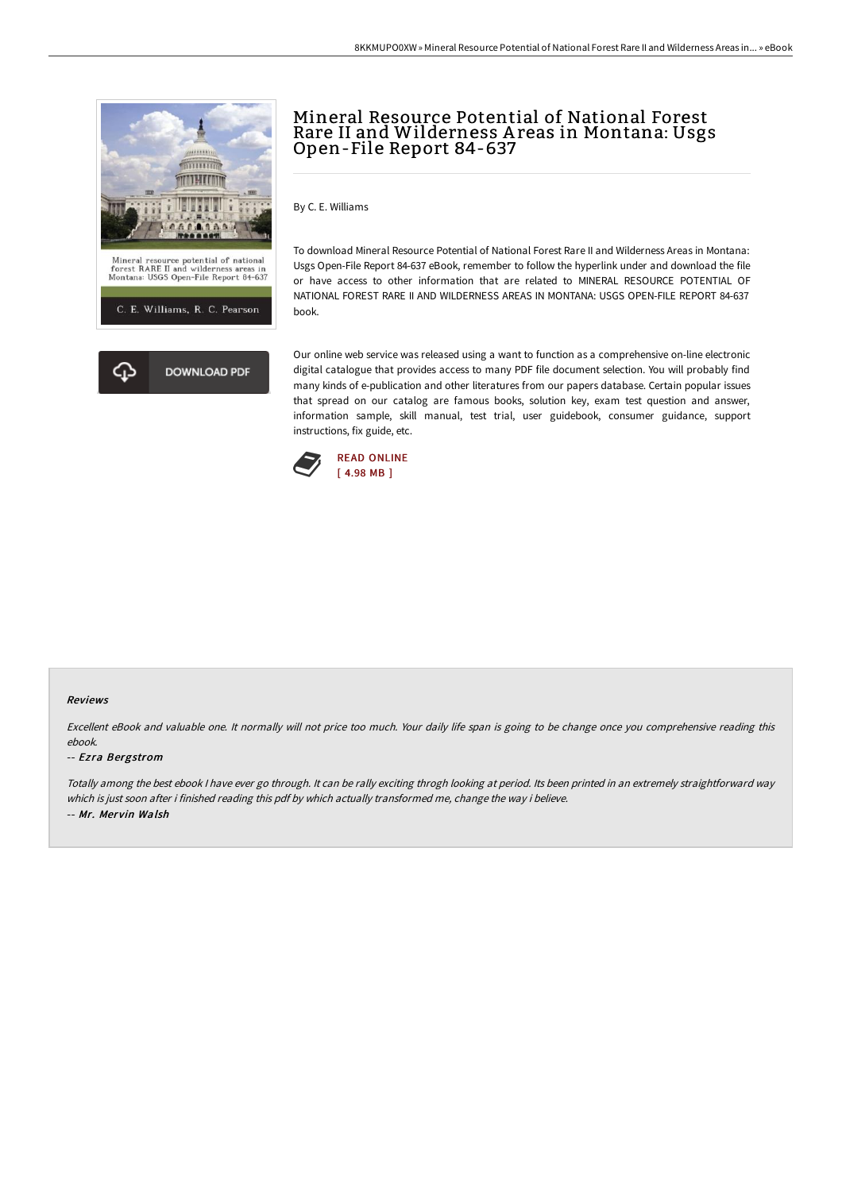# Mineral Resource Potential of National Forest Rare II and Wilderness Areas in Montana: Usgs Open-File Report 84-637

By C. E. Williams

To download Mineral Resource Potential of National Forest Rare II and Wilderness Areas in Montana: Usgs Open-File Report 84-637 eBook, remember to follow the hyperlink under and download the file or have access to other information that are related to MINERAL RESOURCE POTENTIAL OF NATIONAL FOREST RARE II AND WILDERNESS AREAS IN MONTANA: USGS OPEN-FILE REPORT 84-637 book.

Our online web service was released using a want to function as a comprehensive on-line electronic digital catalogue that provides access to many PDF file document selection. You will probably find many kinds of e-publication and other literatures from our papers database. Certain popular issues that spread on our catalog are famous books, solution key, exam test question and answer, information sample, skill manual, test trial, user guidebook, consumer guidance, support instructions, fix guide, etc.

READ ONLINE
[ 4.98 MB ]

DOWNLOAD PDF

### Reviews

*Excellent eBook and valuable one. It normally will not price too much. Your daily life span is going to be change once you comprehensive reading this ebook.*

*-- Ezra Bergstrom*

*Totally among the best ebook I have ever go through. It can be rally exciting throgh looking at period. Its been printed in an extremely straightforward way which is just soon after i finished reading this pdf by which actually transformed me, change the way i believe.*

*-- Mr. Mervin Walsh*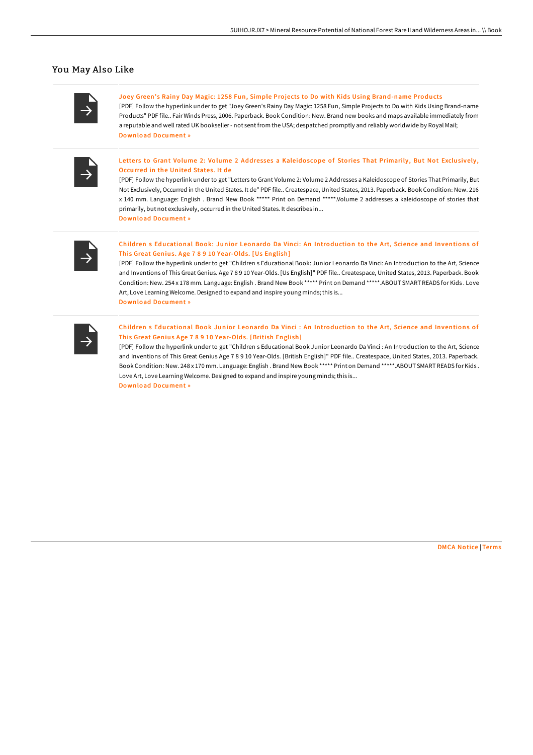## You May Also Like

**Joey Green's Rainy Day Magic: 1258 Fun, Simple Projects to Do with Kids Using Brand-name Products**

[PDF] Follow the hyperlink under to get "Joey Green's Rainy Day Magic: 1258 Fun, Simple Projects to Do with Kids Using Brand-name Products" PDF file.. Fair Winds Press, 2006. Paperback. Book Condition: New. Brand new books and maps available immediately from a reputable and well rated UK bookseller - not sent from the USA; despatched promptly and reliably worldwide by Royal Mail;

Download Document »

**Letters to Grant Volume 2: Volume 2 Addresses a Kaleidoscope of Stories That Primarily, But Not Exclusively, Occurred in the United States. It de**

[PDF] Follow the hyperlink under to get "Letters to Grant Volume 2: Volume 2 Addresses a Kaleidoscope of Stories That Primarily, But Not Exclusively, Occurred in the United States. It de" PDF file.. Createspace, United States, 2013. Paperback. Book Condition: New. 216 x 140 mm. Language: English . Brand New Book ***** Print on Demand *****.Volume 2 addresses a kaleidoscope of stories that primarily, but not exclusively, occurred in the United States. It describes in...

Download Document »

**Children s Educational Book: Junior Leonardo Da Vinci: An Introduction to the Art, Science and Inventions of This Great Genius. Age 7 8 9 10 Year-Olds. [Us English]**

[PDF] Follow the hyperlink under to get "Children s Educational Book: Junior Leonardo Da Vinci: An Introduction to the Art, Science and Inventions of This Great Genius. Age 7 8 9 10 Year-Olds. [Us English]" PDF file.. Createspace, United States, 2013. Paperback. Book Condition: New. 254 x 178 mm. Language: English . Brand New Book ***** Print on Demand *****.ABOUT SMART READS for Kids . Love Art, Love Learning Welcome. Designed to expand and inspire young minds; this is...

Download Document »

**Children s Educational Book Junior Leonardo Da Vinci : An Introduction to the Art, Science and Inventions of This Great Genius Age 7 8 9 10 Year-Olds. [British English]**

[PDF] Follow the hyperlink under to get "Children s Educational Book Junior Leonardo Da Vinci : An Introduction to the Art, Science and Inventions of This Great Genius Age 7 8 9 10 Year-Olds. [British English]" PDF file.. Createspace, United States, 2013. Paperback. Book Condition: New. 248 x 170 mm. Language: English . Brand New Book ***** Print on Demand *****.ABOUT SMART READS for Kids . Love Art, Love Learning Welcome. Designed to expand and inspire young minds; this is...

Download Document »

DMCA Notice | Terms